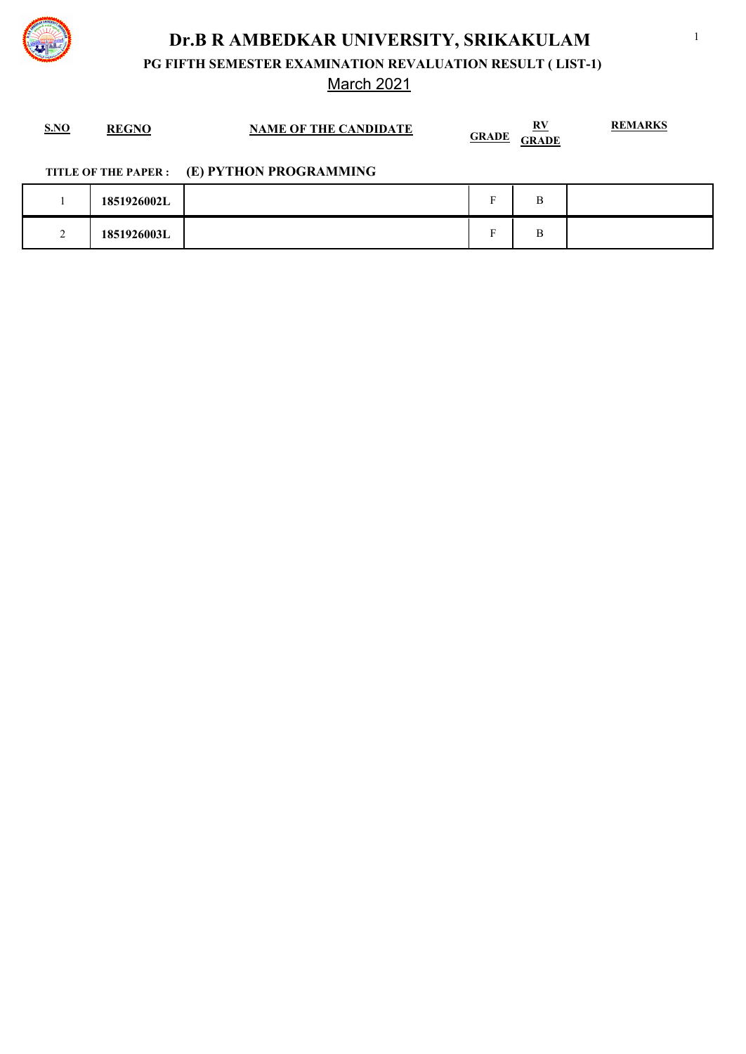# Dr.B R AMBEDKAR UNIVERSITY, SRIKAKULAM

## PG FIFTH SEMESTER EXAMINATION REVALUATION RESULT ( LIST-1)

March 2021

**TITLE OF THE PAPER : (E) PYTHON PROGRAMMING**

| S.NO | REGNO | NAME OF THE CANDIDATE | GRADE | RV GRADE | REMARKS |
|---|---|---|---|---|---|
| 1 | 1851926002L | | F | B | |
| 2 | 1851926003L | | F | B | |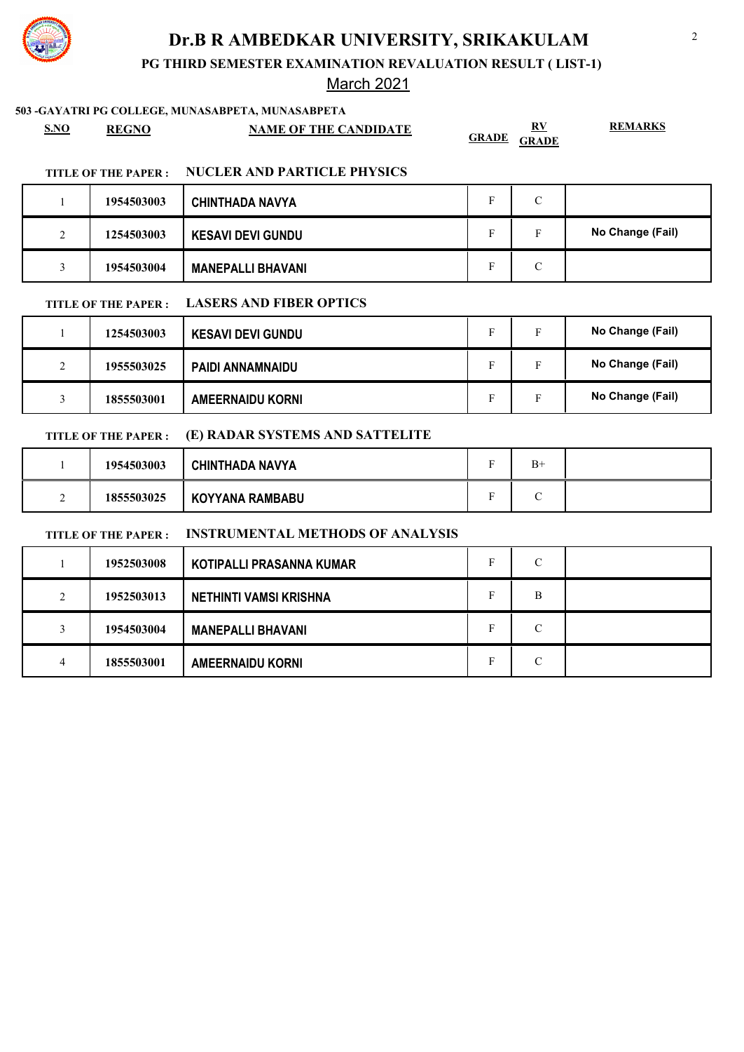# Dr.B R AMBEDKAR UNIVERSITY, SRIKAKULAM

## PG THIRD SEMESTER EXAMINATION REVALUATION RESULT ( LIST-1)

March 2021

**503 -GAYATRI PG COLLEGE, MUNASABPETA, MUNASABPETA**

**TITLE OF THE PAPER : NUCLER AND PARTICLE PHYSICS**

| S.NO | REGNO | NAME OF THE CANDIDATE | GRADE | RV GRADE | REMARKS |
|---|---|---|---|---|---|
| 1 | 1954503003 | CHINTHADA NAVYA | F | C | |
| 2 | 1254503003 | KESAVI DEVI GUNDU | F | F | No Change (Fail) |
| 3 | 1954503004 | MANEPALLI BHAVANI | F | C | |

**TITLE OF THE PAPER : LASERS AND FIBER OPTICS**

| S.NO | REGNO | NAME OF THE CANDIDATE | GRADE | RV GRADE | REMARKS |
|---|---|---|---|---|---|
| 1 | 1254503003 | KESAVI DEVI GUNDU | F | F | No Change (Fail) |
| 2 | 1955503025 | PAIDI ANNAMNAIDU | F | F | No Change (Fail) |
| 3 | 1855503001 | AMEERNAIDU KORNI | F | F | No Change (Fail) |

**TITLE OF THE PAPER : (E) RADAR SYSTEMS AND SATTELITE**

| S.NO | REGNO | NAME OF THE CANDIDATE | GRADE | RV GRADE | REMARKS |
|---|---|---|---|---|---|
| 1 | 1954503003 | CHINTHADA NAVYA | F | B+ | |
| 2 | 1855503025 | KOYYANA RAMBABU | F | C | |

**TITLE OF THE PAPER : INSTRUMENTAL METHODS OF ANALYSIS**

| S.NO | REGNO | NAME OF THE CANDIDATE | GRADE | RV GRADE | REMARKS |
|---|---|---|---|---|---|
| 1 | 1952503008 | KOTIPALLI PRASANNA KUMAR | F | C | |
| 2 | 1952503013 | NETHINTI VAMSI KRISHNA | F | B | |
| 3 | 1954503004 | MANEPALLI BHAVANI | F | C | |
| 4 | 1855503001 | AMEERNAIDU KORNI | F | C | |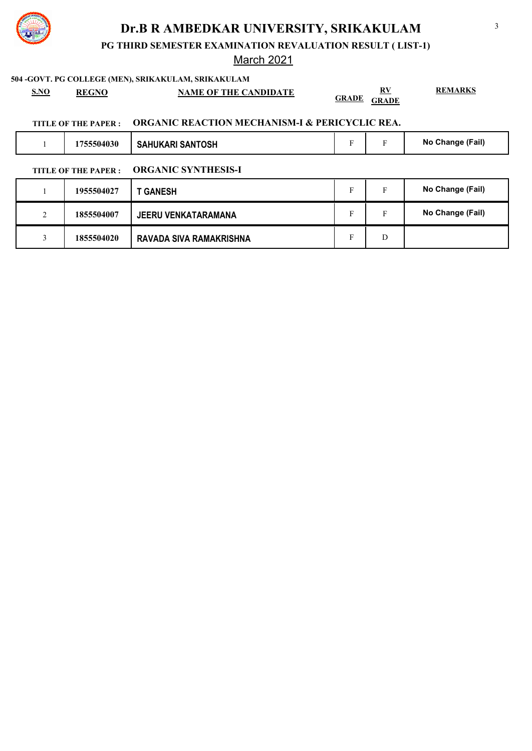# Dr.B R AMBEDKAR UNIVERSITY, SRIKAKULAM

**PG THIRD SEMESTER EXAMINATION REVALUATION RESULT ( LIST-1)**

March 2021

**504 -GOVT. PG COLLEGE (MEN), SRIKAKULAM, SRIKAKULAM**

**TITLE OF THE PAPER : ORGANIC REACTION MECHANISM-I & PERICYCLIC REA.**

| S.NO | REGNO | NAME OF THE CANDIDATE | GRADE | RV GRADE | REMARKS |
|---|---|---|---|---|---|
| 1 | 1755504030 | SAHUKARI SANTOSH | F | F | No Change (Fail) |

**TITLE OF THE PAPER : ORGANIC SYNTHESIS-I**

| S.NO | REGNO | NAME OF THE CANDIDATE | GRADE | RV GRADE | REMARKS |
|---|---|---|---|---|---|
| 1 | 1955504027 | T GANESH | F | F | No Change (Fail) |
| 2 | 1855504007 | JEERU VENKATARAMANA | F | F | No Change (Fail) |
| 3 | 1855504020 | RAVADA SIVA RAMAKRISHNA | F | D | |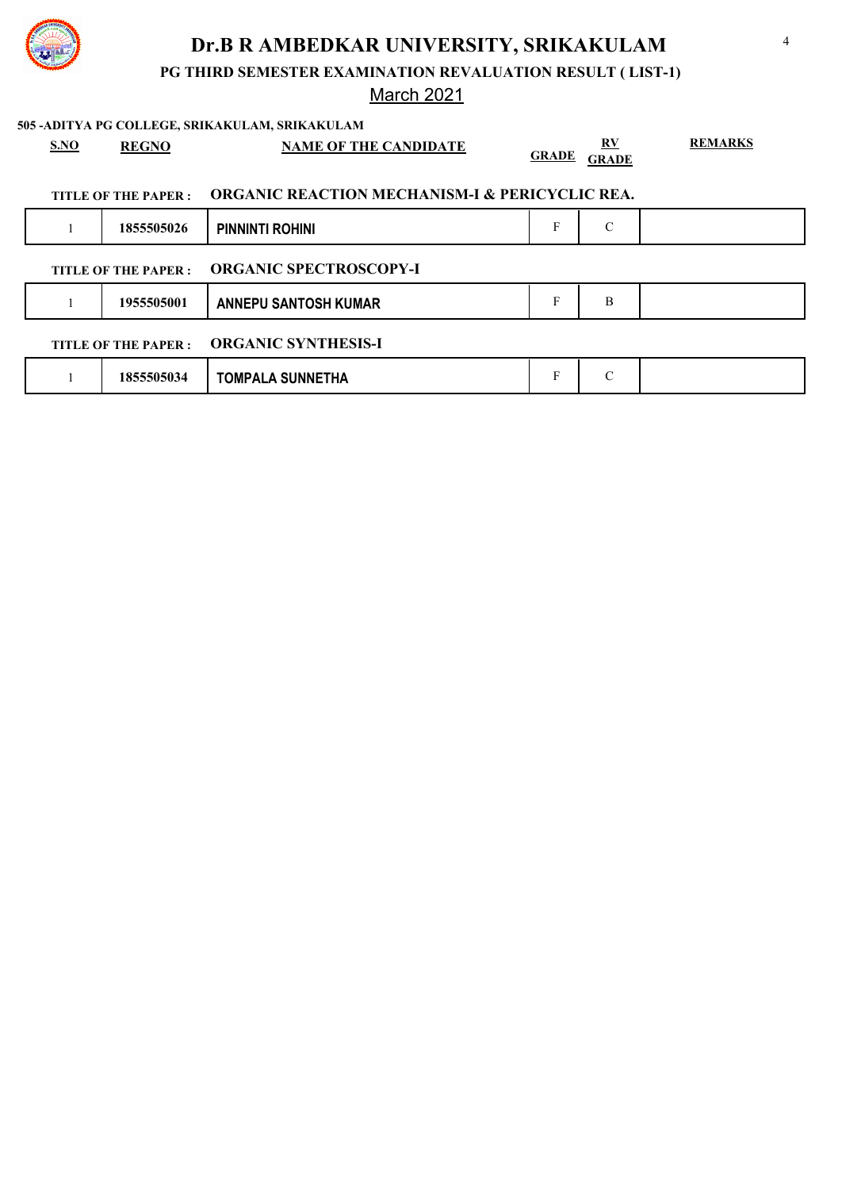# Dr.B R AMBEDKAR UNIVERSITY, SRIKAKULAM

**PG THIRD SEMESTER EXAMINATION REVALUATION RESULT ( LIST-1)**

March 2021

**505 -ADITYA PG COLLEGE, SRIKAKULAM, SRIKAKULAM**

**TITLE OF THE PAPER : ORGANIC REACTION MECHANISM-I & PERICYCLIC REA.**

| S.NO | REGNO | NAME OF THE CANDIDATE | GRADE | RV GRADE | REMARKS |
|---|---|---|---|---|---|
| 1 | 1855505026 | PINNINTI ROHINI | F | C | |

**TITLE OF THE PAPER : ORGANIC SPECTROSCOPY-I**

| S.NO | REGNO | NAME OF THE CANDIDATE | GRADE | RV GRADE | REMARKS |
|---|---|---|---|---|---|
| 1 | 1955505001 | ANNEPU SANTOSH KUMAR | F | B | |

**TITLE OF THE PAPER : ORGANIC SYNTHESIS-I**

| S.NO | REGNO | NAME OF THE CANDIDATE | GRADE | RV GRADE | REMARKS |
|---|---|---|---|---|---|
| 1 | 1855505034 | TOMPALA SUNNETHA | F | C | |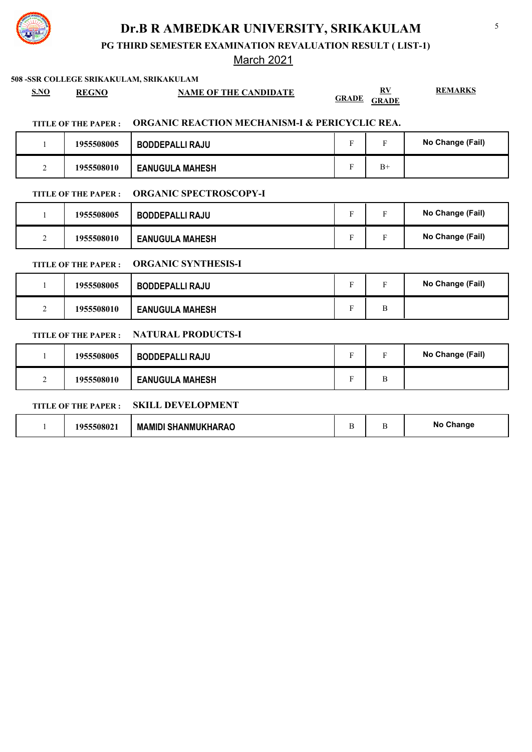# Dr.B R AMBEDKAR UNIVERSITY, SRIKAKULAM

## PG THIRD SEMESTER EXAMINATION REVALUATION RESULT ( LIST-1)

March 2021

**508 -SSR COLLEGE SRIKAKULAM, SRIKAKULAM**

**TITLE OF THE PAPER : ORGANIC REACTION MECHANISM-I & PERICYCLIC REA.**

| S.NO | REGNO | NAME OF THE CANDIDATE | GRADE | RV GRADE | REMARKS |
|---|---|---|---|---|---|
| 1 | 1955508005 | BODDEPALLI RAJU | F | F | No Change (Fail) |
| 2 | 1955508010 | EANUGULA MAHESH | F | B+ | |

**TITLE OF THE PAPER : ORGANIC SPECTROSCOPY-I**

| S.NO | REGNO | NAME OF THE CANDIDATE | GRADE | RV GRADE | REMARKS |
|---|---|---|---|---|---|
| 1 | 1955508005 | BODDEPALLI RAJU | F | F | No Change (Fail) |
| 2 | 1955508010 | EANUGULA MAHESH | F | F | No Change (Fail) |

**TITLE OF THE PAPER : ORGANIC SYNTHESIS-I**

| S.NO | REGNO | NAME OF THE CANDIDATE | GRADE | RV GRADE | REMARKS |
|---|---|---|---|---|---|
| 1 | 1955508005 | BODDEPALLI RAJU | F | F | No Change (Fail) |
| 2 | 1955508010 | EANUGULA MAHESH | F | B | |

**TITLE OF THE PAPER : NATURAL PRODUCTS-I**

| S.NO | REGNO | NAME OF THE CANDIDATE | GRADE | RV GRADE | REMARKS |
|---|---|---|---|---|---|
| 1 | 1955508005 | BODDEPALLI RAJU | F | F | No Change (Fail) |
| 2 | 1955508010 | EANUGULA MAHESH | F | B | |

**TITLE OF THE PAPER : SKILL DEVELOPMENT**

| S.NO | REGNO | NAME OF THE CANDIDATE | GRADE | RV GRADE | REMARKS |
|---|---|---|---|---|---|
| 1 | 1955508021 | MAMIDI SHANMUKHARAO | B | B | No Change |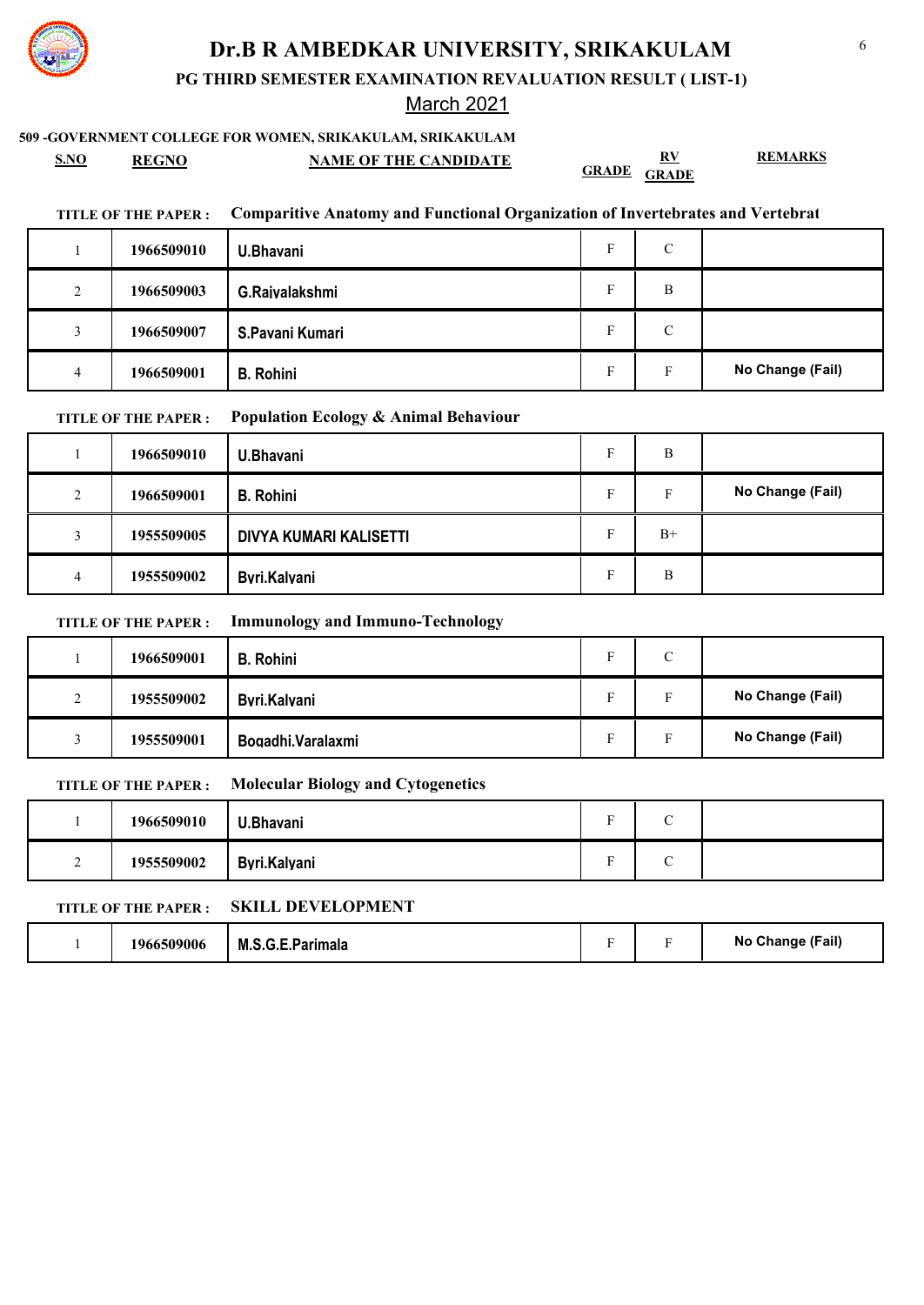# Dr.B R AMBEDKAR UNIVERSITY, SRIKAKULAM

## PG THIRD SEMESTER EXAMINATION REVALUATION RESULT ( LIST-1)

March 2021

**509 -GOVERNMENT COLLEGE FOR WOMEN, SRIKAKULAM, SRIKAKULAM**

**TITLE OF THE PAPER :** Comparitive Anatomy and Functional Organization of Invertebrates and Vertebrat

| S.NO | REGNO | NAME OF THE CANDIDATE | GRADE | RV GRADE | REMARKS |
|---|---|---|---|---|---|
| 1 | 1966509010 | U.Bhavani | F | C | |
| 2 | 1966509003 | G.Rajyalakshmi | F | B | |
| 3 | 1966509007 | S.Pavani Kumari | F | C | |
| 4 | 1966509001 | B. Rohini | F | F | No Change (Fail) |

**TITLE OF THE PAPER :** Population Ecology & Animal Behaviour

| S.NO | REGNO | NAME OF THE CANDIDATE | GRADE | RV GRADE | REMARKS |
|---|---|---|---|---|---|
| 1 | 1966509010 | U.Bhavani | F | B | |
| 2 | 1966509001 | B. Rohini | F | F | No Change (Fail) |
| 3 | 1955509005 | DIVYA KUMARI KALISETTI | F | B+ | |
| 4 | 1955509002 | Byri.Kalyani | F | B | |

**TITLE OF THE PAPER :** Immunology and Immuno-Technology

| S.NO | REGNO | NAME OF THE CANDIDATE | GRADE | RV GRADE | REMARKS |
|---|---|---|---|---|---|
| 1 | 1966509001 | B. Rohini | F | C | |
| 2 | 1955509002 | Byri.Kalyani | F | F | No Change (Fail) |
| 3 | 1955509001 | Bogadhi.Varalaxmi | F | F | No Change (Fail) |

**TITLE OF THE PAPER :** Molecular Biology and Cytogenetics

| S.NO | REGNO | NAME OF THE CANDIDATE | GRADE | RV GRADE | REMARKS |
|---|---|---|---|---|---|
| 1 | 1966509010 | U.Bhavani | F | C | |
| 2 | 1955509002 | Byri.Kalyani | F | C | |

**TITLE OF THE PAPER :** SKILL DEVELOPMENT

| S.NO | REGNO | NAME OF THE CANDIDATE | GRADE | RV GRADE | REMARKS |
|---|---|---|---|---|---|
| 1 | 1966509006 | M.S.G.E.Parimala | F | F | No Change (Fail) |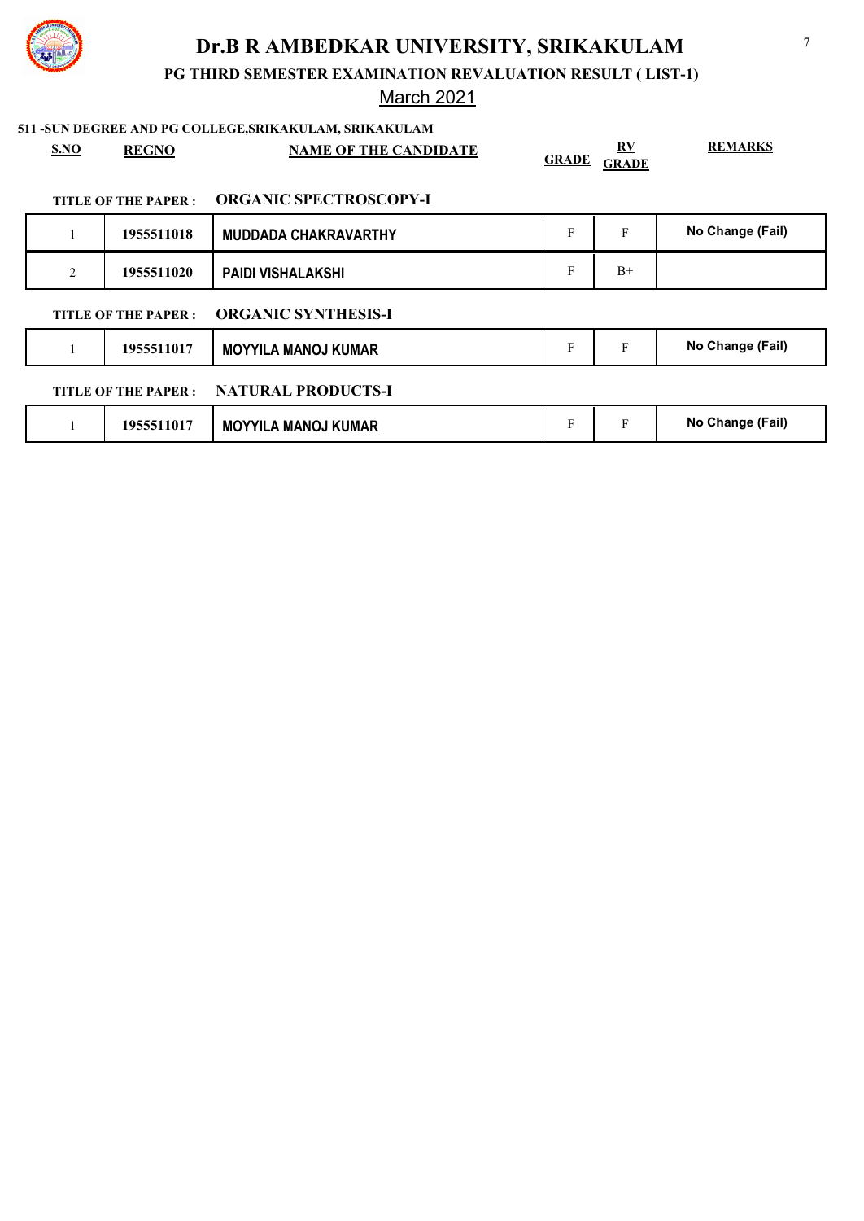# Dr.B R AMBEDKAR UNIVERSITY, SRIKAKULAM

## PG THIRD SEMESTER EXAMINATION REVALUATION RESULT ( LIST-1)

### March 2021

**511 -SUN DEGREE AND PG COLLEGE,SRIKAKULAM, SRIKAKULAM**

**TITLE OF THE PAPER : ORGANIC SPECTROSCOPY-I**

| S.NO | REGNO | NAME OF THE CANDIDATE | GRADE | RV GRADE | REMARKS |
|---|---|---|---|---|---|
| 1 | 1955511018 | MUDDADA CHAKRAVARTHY | F | F | No Change (Fail) |
| 2 | 1955511020 | PAIDI VISHALAKSHI | F | B+ | |

**TITLE OF THE PAPER : ORGANIC SYNTHESIS-I**

| S.NO | REGNO | NAME OF THE CANDIDATE | GRADE | RV GRADE | REMARKS |
|---|---|---|---|---|---|
| 1 | 1955511017 | MOYYILA MANOJ KUMAR | F | F | No Change (Fail) |

**TITLE OF THE PAPER : NATURAL PRODUCTS-I**

| S.NO | REGNO | NAME OF THE CANDIDATE | GRADE | RV GRADE | REMARKS |
|---|---|---|---|---|---|
| 1 | 1955511017 | MOYYILA MANOJ KUMAR | F | F | No Change (Fail) |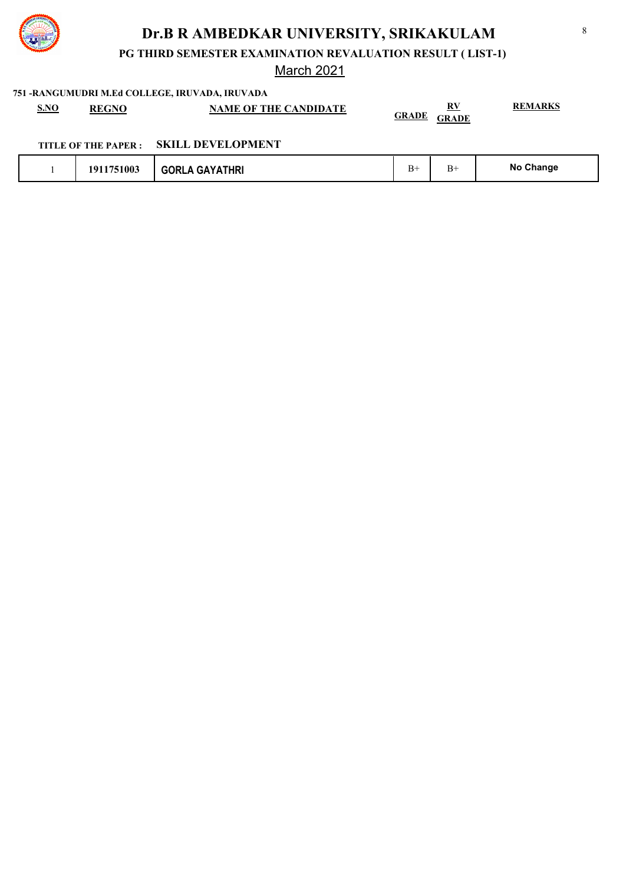# Dr.B R AMBEDKAR UNIVERSITY, SRIKAKULAM

**PG THIRD SEMESTER EXAMINATION REVALUATION RESULT ( LIST-1)**

March 2021

**751 -RANGUMUDRI M.Ed COLLEGE, IRUVADA, IRUVADA**

**TITLE OF THE PAPER : SKILL DEVELOPMENT**

| S.NO | REGNO | NAME OF THE CANDIDATE | GRADE | RV GRADE | REMARKS |
|---|---|---|---|---|---|
| 1 | 1911751003 | GORLA GAYATHRI | B+ | B+ | No Change |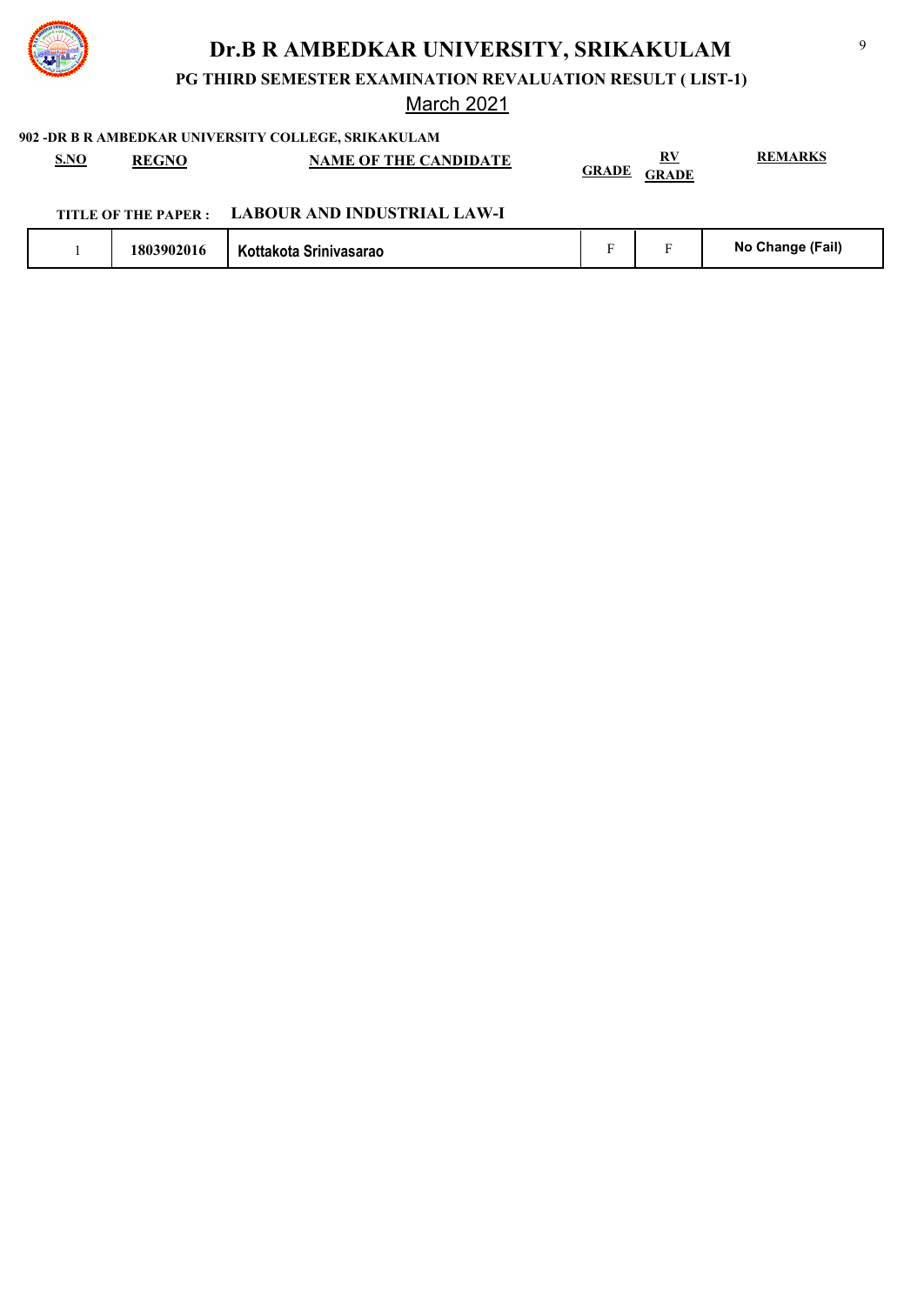# Dr.B R AMBEDKAR UNIVERSITY, SRIKAKULAM

**PG THIRD SEMESTER EXAMINATION REVALUATION RESULT ( LIST-1)**

March 2021

**902 -DR B R AMBEDKAR UNIVERSITY COLLEGE, SRIKAKULAM**

**TITLE OF THE PAPER : LABOUR AND INDUSTRIAL LAW-I**

| S.NO | REGNO | NAME OF THE CANDIDATE | GRADE | RV GRADE | REMARKS |
|---|---|---|---|---|---|
| 1 | 1803902016 | Kottakota Srinivasarao | F | F | No Change (Fail) |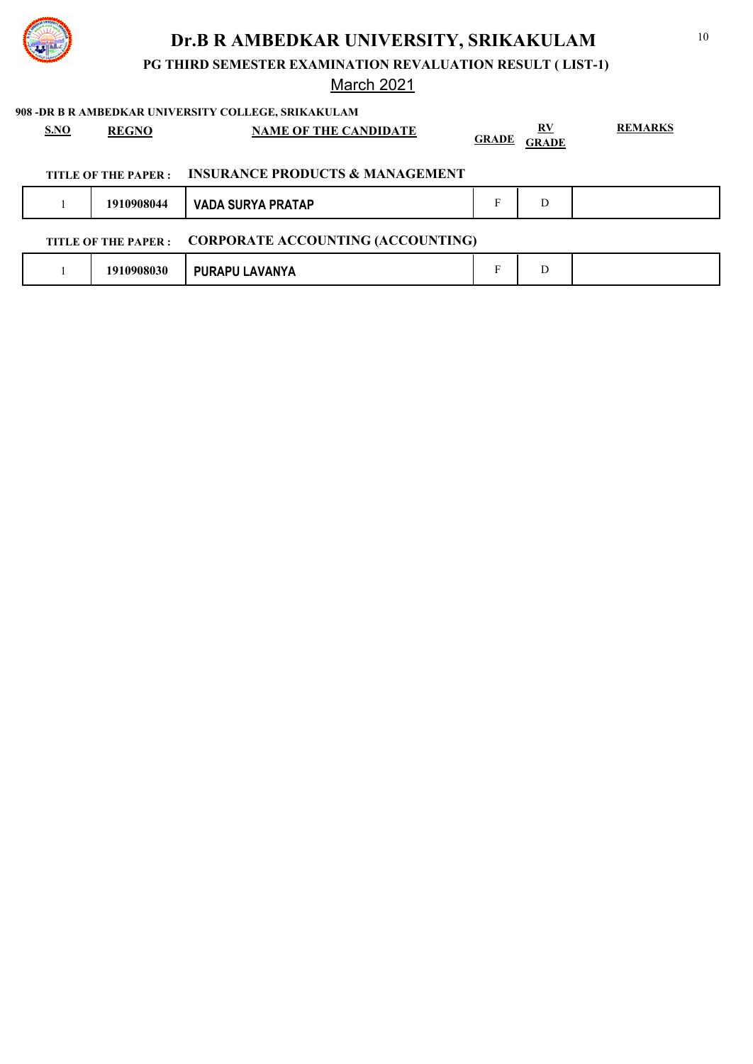# Dr.B R AMBEDKAR UNIVERSITY, SRIKAKULAM

**PG THIRD SEMESTER EXAMINATION REVALUATION RESULT ( LIST-1)**

March 2021

**908 -DR B R AMBEDKAR UNIVERSITY COLLEGE, SRIKAKULAM**

**TITLE OF THE PAPER : INSURANCE PRODUCTS & MANAGEMENT**

| S.NO | REGNO | NAME OF THE CANDIDATE | GRADE | RV GRADE | REMARKS |
|---|---|---|---|---|---|
| 1 | 1910908044 | VADA SURYA PRATAP | F | D | |

**TITLE OF THE PAPER : CORPORATE ACCOUNTING (ACCOUNTING)**

| S.NO | REGNO | NAME OF THE CANDIDATE | GRADE | RV GRADE | REMARKS |
|---|---|---|---|---|---|
| 1 | 1910908030 | PURAPU LAVANYA | F | D | |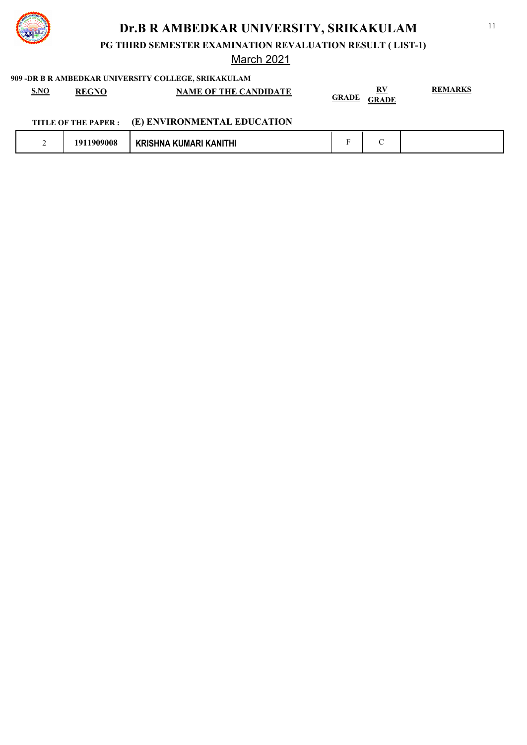# Dr.B R AMBEDKAR UNIVERSITY, SRIKAKULAM

**PG THIRD SEMESTER EXAMINATION REVALUATION RESULT ( LIST-1)**

March 2021

**909 -DR B R AMBEDKAR UNIVERSITY COLLEGE, SRIKAKULAM**

**TITLE OF THE PAPER : (E) ENVIRONMENTAL EDUCATION**

| S.NO | REGNO | NAME OF THE CANDIDATE | GRADE | RV GRADE | REMARKS |
|---|---|---|---|---|---|
| 2 | 1911909008 | KRISHNA KUMARI KANITHI | F | C | |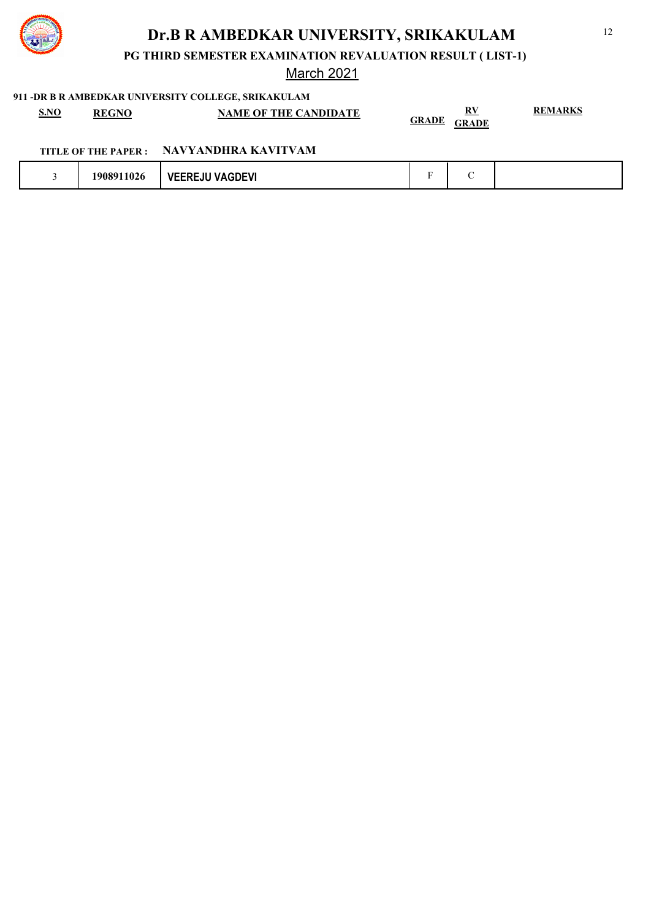# Dr.B R AMBEDKAR UNIVERSITY, SRIKAKULAM

**PG THIRD SEMESTER EXAMINATION REVALUATION RESULT ( LIST-1)**

March 2021

**911 -DR B R AMBEDKAR UNIVERSITY COLLEGE, SRIKAKULAM**

**TITLE OF THE PAPER : NAVYANDHRA KAVITVAM**

| S.NO | REGNO | NAME OF THE CANDIDATE | GRADE | RV GRADE | REMARKS |
|---|---|---|---|---|---|
| 3 | 1908911026 | VEEREJU VAGDEVI | F | C | |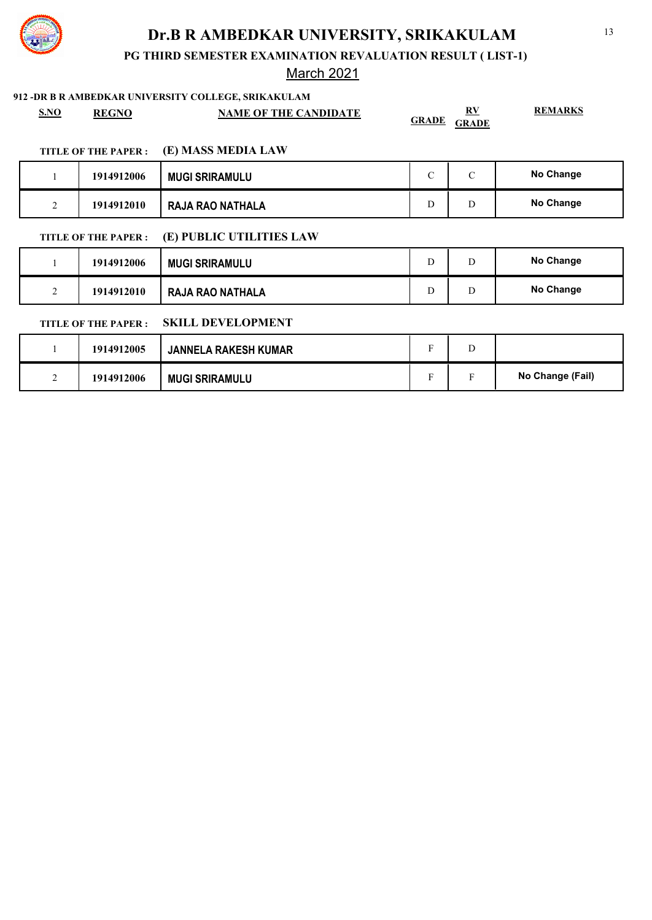# Dr.B R AMBEDKAR UNIVERSITY, SRIKAKULAM

## PG THIRD SEMESTER EXAMINATION REVALUATION RESULT ( LIST-1)

March 2021

**912 -DR B R AMBEDKAR UNIVERSITY COLLEGE, SRIKAKULAM**

**TITLE OF THE PAPER : (E) MASS MEDIA LAW**

| S.NO | REGNO | NAME OF THE CANDIDATE | GRADE | RV GRADE | REMARKS |
|---|---|---|---|---|---|
| 1 | 1914912006 | MUGI SRIRAMULU | C | C | No Change |
| 2 | 1914912010 | RAJA RAO NATHALA | D | D | No Change |

**TITLE OF THE PAPER : (E) PUBLIC UTILITIES LAW**

| S.NO | REGNO | NAME OF THE CANDIDATE | GRADE | RV GRADE | REMARKS |
|---|---|---|---|---|---|
| 1 | 1914912006 | MUGI SRIRAMULU | D | D | No Change |
| 2 | 1914912010 | RAJA RAO NATHALA | D | D | No Change |

**TITLE OF THE PAPER : SKILL DEVELOPMENT**

| S.NO | REGNO | NAME OF THE CANDIDATE | GRADE | RV GRADE | REMARKS |
|---|---|---|---|---|---|
| 1 | 1914912005 | JANNELA RAKESH KUMAR | F | D | |
| 2 | 1914912006 | MUGI SRIRAMULU | F | F | No Change (Fail) |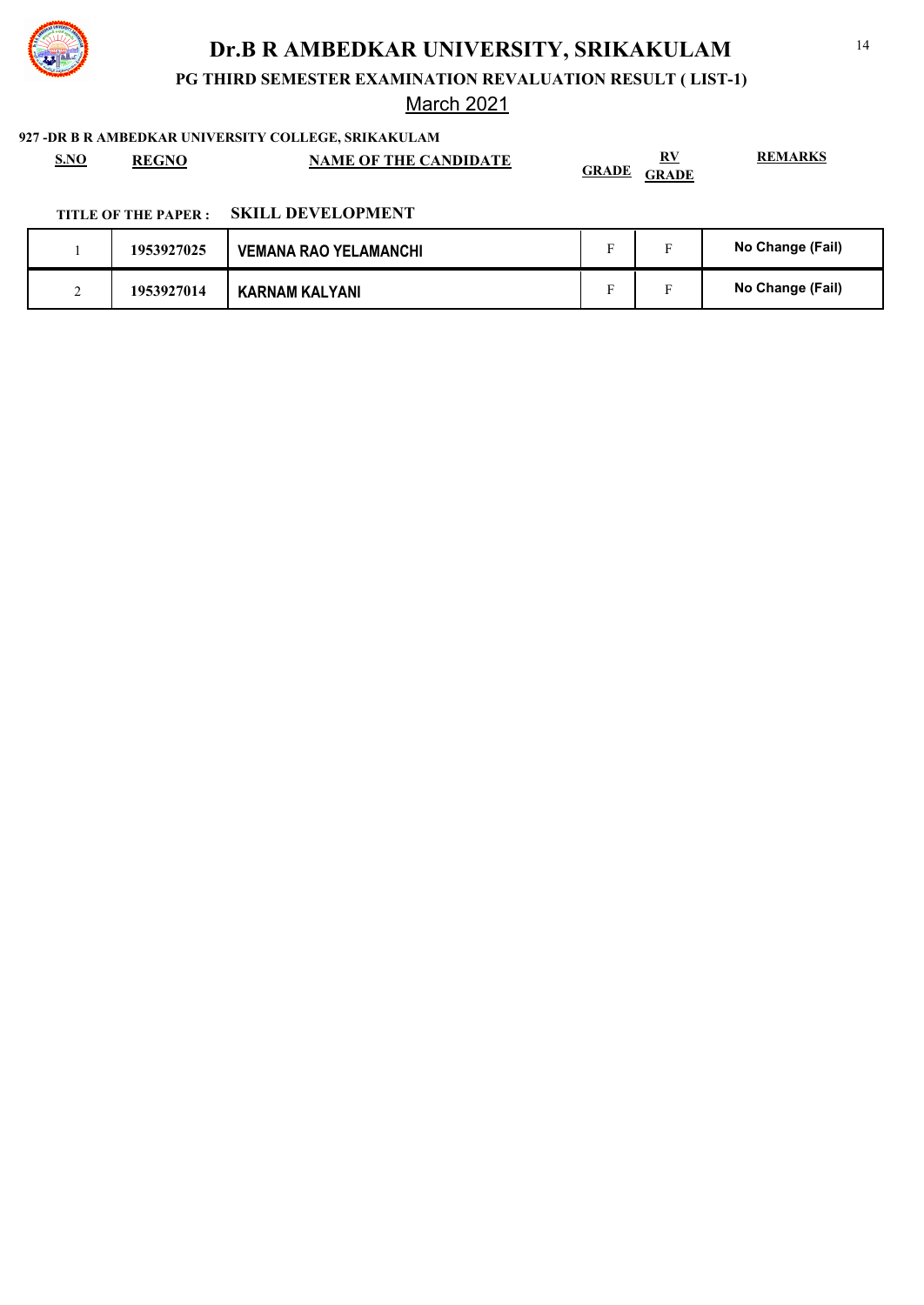# Dr.B R AMBEDKAR UNIVERSITY, SRIKAKULAM

## PG THIRD SEMESTER EXAMINATION REVALUATION RESULT ( LIST-1)

March 2021

**927 -DR B R AMBEDKAR UNIVERSITY COLLEGE, SRIKAKULAM**

**TITLE OF THE PAPER : SKILL DEVELOPMENT**

| S.NO | REGNO | NAME OF THE CANDIDATE | GRADE | RV GRADE | REMARKS |
|---|---|---|---|---|---|
| 1 | 1953927025 | VEMANA RAO YELAMANCHI | F | F | No Change (Fail) |
| 2 | 1953927014 | KARNAM KALYANI | F | F | No Change (Fail) |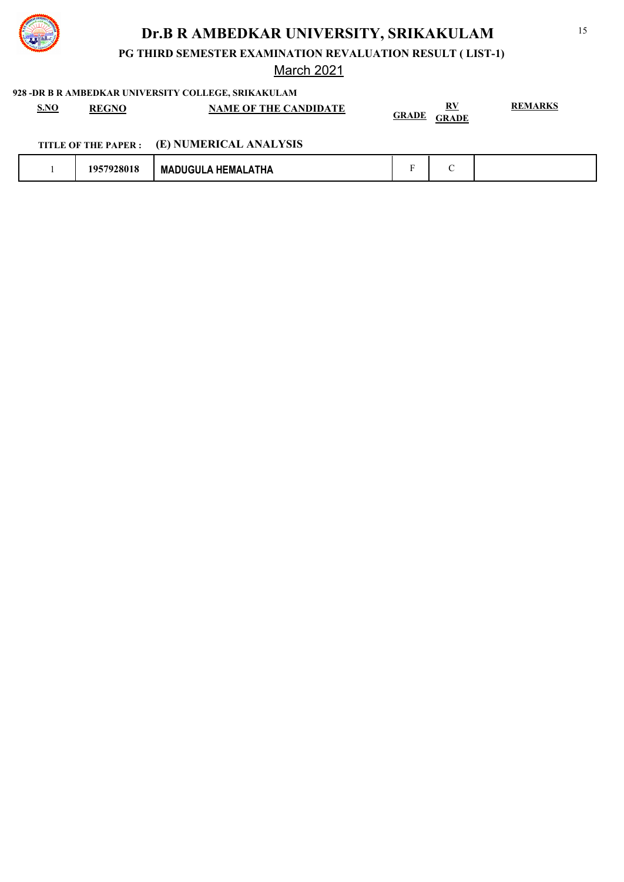# Dr.B R AMBEDKAR UNIVERSITY, SRIKAKULAM

## PG THIRD SEMESTER EXAMINATION REVALUATION RESULT ( LIST-1)

March 2021

**928 -DR B R AMBEDKAR UNIVERSITY COLLEGE, SRIKAKULAM**

**TITLE OF THE PAPER : (E) NUMERICAL ANALYSIS**

| S.NO | REGNO | NAME OF THE CANDIDATE | GRADE | RV GRADE | REMARKS |
|---|---|---|---|---|---|
| 1 | 1957928018 | MADUGULA HEMALATHA | F | C | |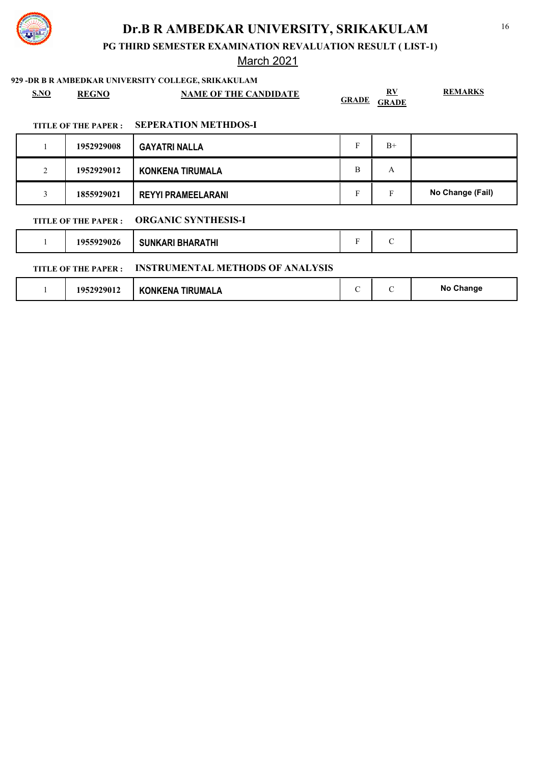# Dr.B R AMBEDKAR UNIVERSITY, SRIKAKULAM

**PG THIRD SEMESTER EXAMINATION REVALUATION RESULT ( LIST-1)**

March 2021

**929 -DR B R AMBEDKAR UNIVERSITY COLLEGE, SRIKAKULAM**

**TITLE OF THE PAPER : SEPERATION METHDOS-I**

| S.NO | REGNO | NAME OF THE CANDIDATE | GRADE | RV GRADE | REMARKS |
|---|---|---|---|---|---|
| 1 | 1952929008 | GAYATRI NALLA | F | B+ | |
| 2 | 1952929012 | KONKENA TIRUMALA | B | A | |
| 3 | 1855929021 | REYYI PRAMEELARANI | F | F | No Change (Fail) |

**TITLE OF THE PAPER : ORGANIC SYNTHESIS-I**

| S.NO | REGNO | NAME OF THE CANDIDATE | GRADE | RV GRADE | REMARKS |
|---|---|---|---|---|---|
| 1 | 1955929026 | SUNKARI BHARATHI | F | C | |

**TITLE OF THE PAPER : INSTRUMENTAL METHODS OF ANALYSIS**

| S.NO | REGNO | NAME OF THE CANDIDATE | GRADE | RV GRADE | REMARKS |
|---|---|---|---|---|---|
| 1 | 1952929012 | KONKENA TIRUMALA | C | C | No Change |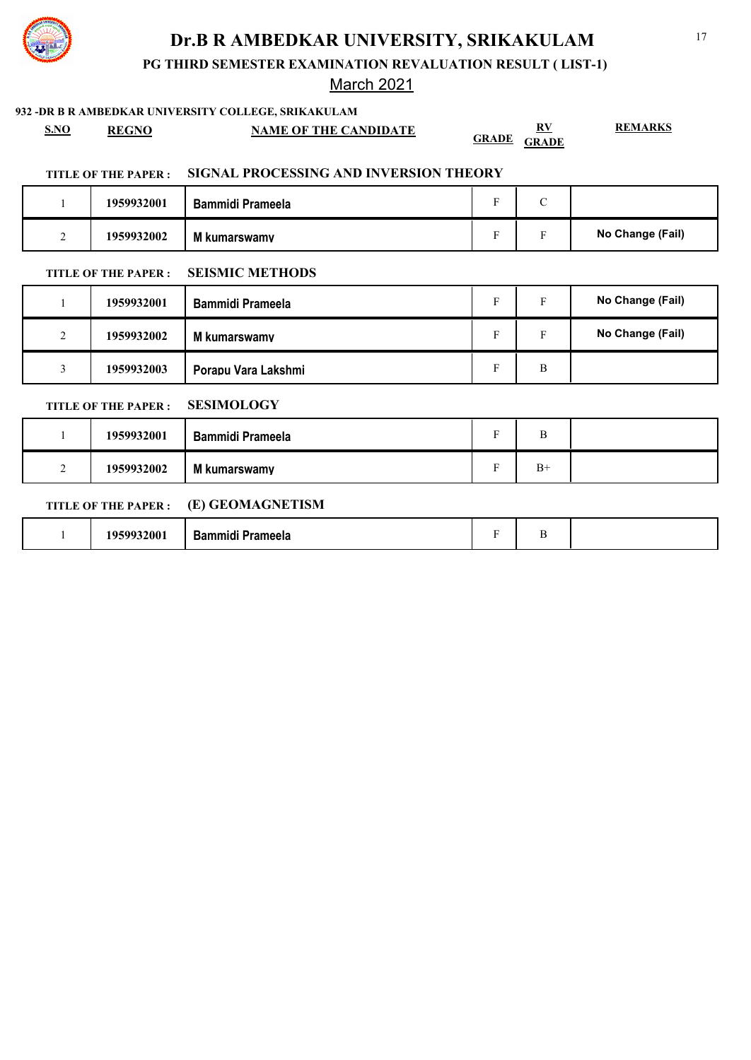# Dr.B R AMBEDKAR UNIVERSITY, SRIKAKULAM

## PG THIRD SEMESTER EXAMINATION REVALUATION RESULT ( LIST-1)

March 2021

**932 -DR B R AMBEDKAR UNIVERSITY COLLEGE, SRIKAKULAM**

**TITLE OF THE PAPER : SIGNAL PROCESSING AND INVERSION THEORY**

| S.NO | REGNO | NAME OF THE CANDIDATE | GRADE | RV GRADE | REMARKS |
|---|---|---|---|---|---|
| 1 | 1959932001 | Bammidi Prameela | F | C | |
| 2 | 1959932002 | M kumarswamy | F | F | No Change (Fail) |

**TITLE OF THE PAPER : SEISMIC METHODS**

| S.NO | REGNO | NAME OF THE CANDIDATE | GRADE | RV GRADE | REMARKS |
|---|---|---|---|---|---|
| 1 | 1959932001 | Bammidi Prameela | F | F | No Change (Fail) |
| 2 | 1959932002 | M kumarswamy | F | F | No Change (Fail) |
| 3 | 1959932003 | Porapu Vara Lakshmi | F | B | |

**TITLE OF THE PAPER : SESIMOLOGY**

| S.NO | REGNO | NAME OF THE CANDIDATE | GRADE | RV GRADE | REMARKS |
|---|---|---|---|---|---|
| 1 | 1959932001 | Bammidi Prameela | F | B | |
| 2 | 1959932002 | M kumarswamy | F | B+ | |

**TITLE OF THE PAPER : (E) GEOMAGNETISM**

| S.NO | REGNO | NAME OF THE CANDIDATE | GRADE | RV GRADE | REMARKS |
|---|---|---|---|---|---|
| 1 | 1959932001 | Bammidi Prameela | F | B | |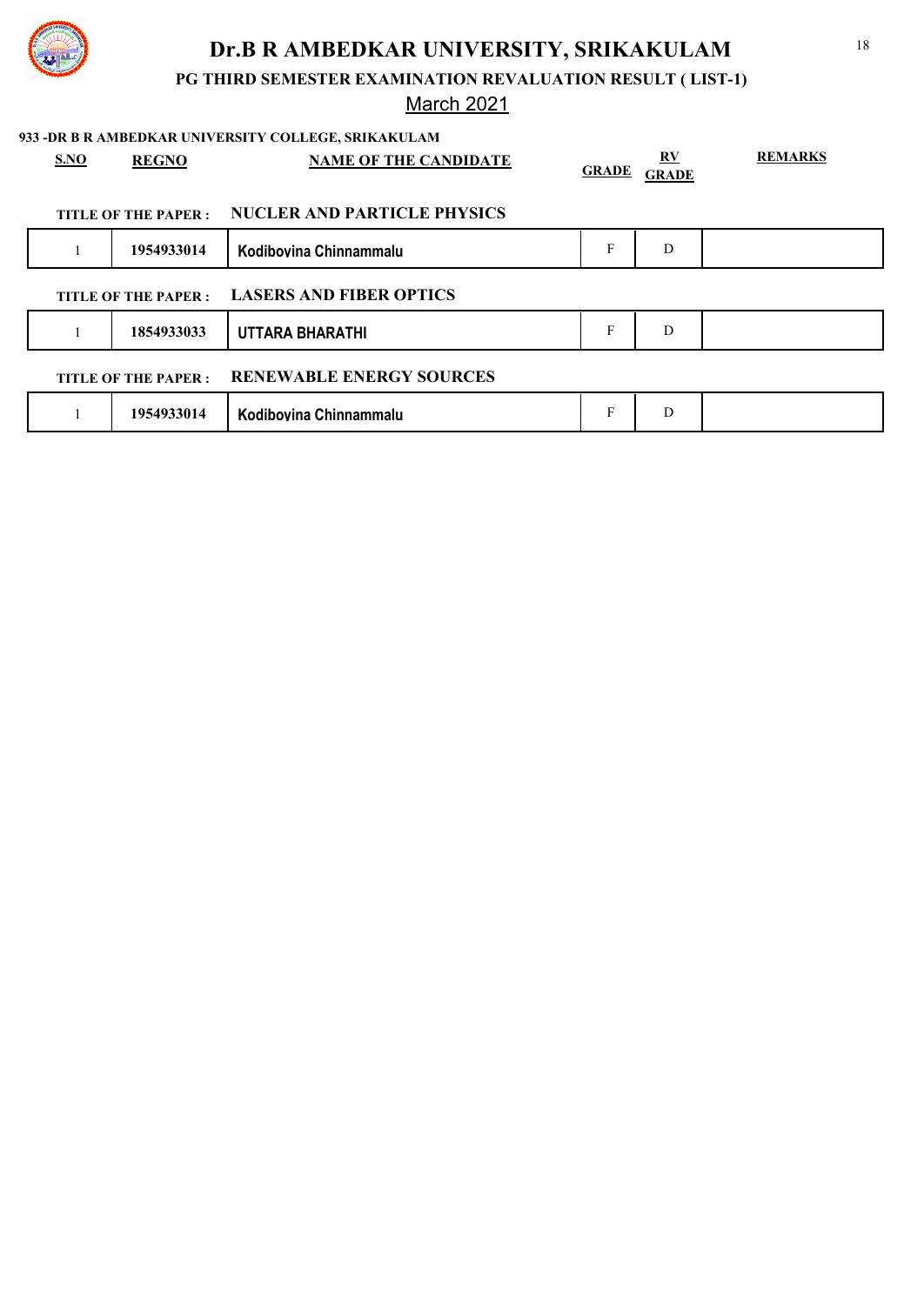# Dr.B R AMBEDKAR UNIVERSITY, SRIKAKULAM

## PG THIRD SEMESTER EXAMINATION REVALUATION RESULT ( LIST-1)

March 2021

**933 -DR B R AMBEDKAR UNIVERSITY COLLEGE, SRIKAKULAM**

**TITLE OF THE PAPER : NUCLER AND PARTICLE PHYSICS**

| S.NO | REGNO | NAME OF THE CANDIDATE | GRADE | RV GRADE | REMARKS |
|---|---|---|---|---|---|
| 1 | 1954933014 | Kodibovina Chinnammalu | F | D | |

**TITLE OF THE PAPER : LASERS AND FIBER OPTICS**

| S.NO | REGNO | NAME OF THE CANDIDATE | GRADE | RV GRADE | REMARKS |
|---|---|---|---|---|---|
| 1 | 1854933033 | UTTARA BHARATHI | F | D | |

**TITLE OF THE PAPER : RENEWABLE ENERGY SOURCES**

| S.NO | REGNO | NAME OF THE CANDIDATE | GRADE | RV GRADE | REMARKS |
|---|---|---|---|---|---|
| 1 | 1954933014 | Kodibovina Chinnammalu | F | D | |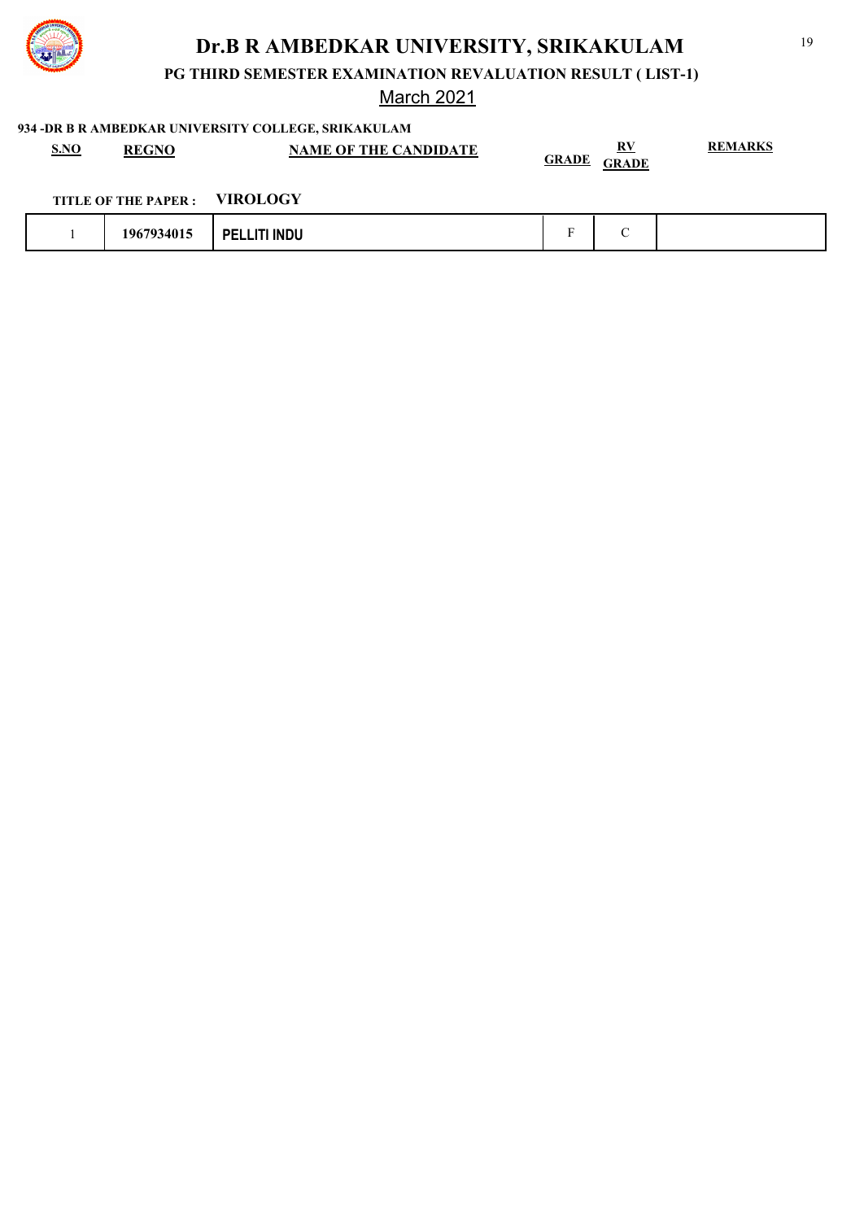# Dr.B R AMBEDKAR UNIVERSITY, SRIKAKULAM

## PG THIRD SEMESTER EXAMINATION REVALUATION RESULT ( LIST-1)

March 2021

**934 -DR B R AMBEDKAR UNIVERSITY COLLEGE, SRIKAKULAM**

**TITLE OF THE PAPER : VIROLOGY**

| S.NO | REGNO | NAME OF THE CANDIDATE | GRADE | RV GRADE | REMARKS |
|---|---|---|---|---|---|
| 1 | 1967934015 | PELLITI INDU | F | C | |